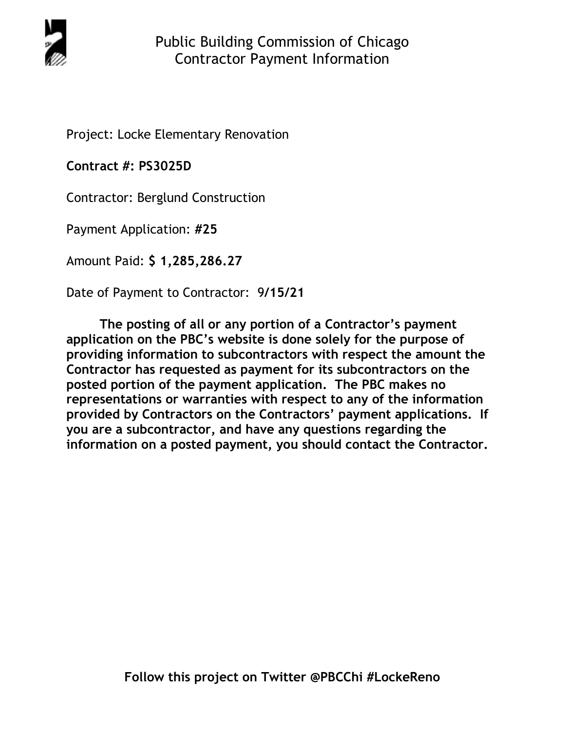# Public Building Commission of Chicago
## Contractor Payment Information

Project: Locke Elementary Renovation

**Contract #: PS3025D**

Contractor: Berglund Construction

Payment Application: **#25**

Amount Paid: **$ 1,285,286.27**

Date of Payment to Contractor: 9**/15/21**

**The posting of all or any portion of a Contractor's payment application on the PBC's website is done solely for the purpose of providing information to subcontractors with respect the amount the Contractor has requested as payment for its subcontractors on the posted portion of the payment application. The PBC makes no representations or warranties with respect to any of the information provided by Contractors on the Contractors' payment applications. If you are a subcontractor, and have any questions regarding the information on a posted payment, you should contact the Contractor.**

**Follow this project on Twitter @PBCChi #LockeReno**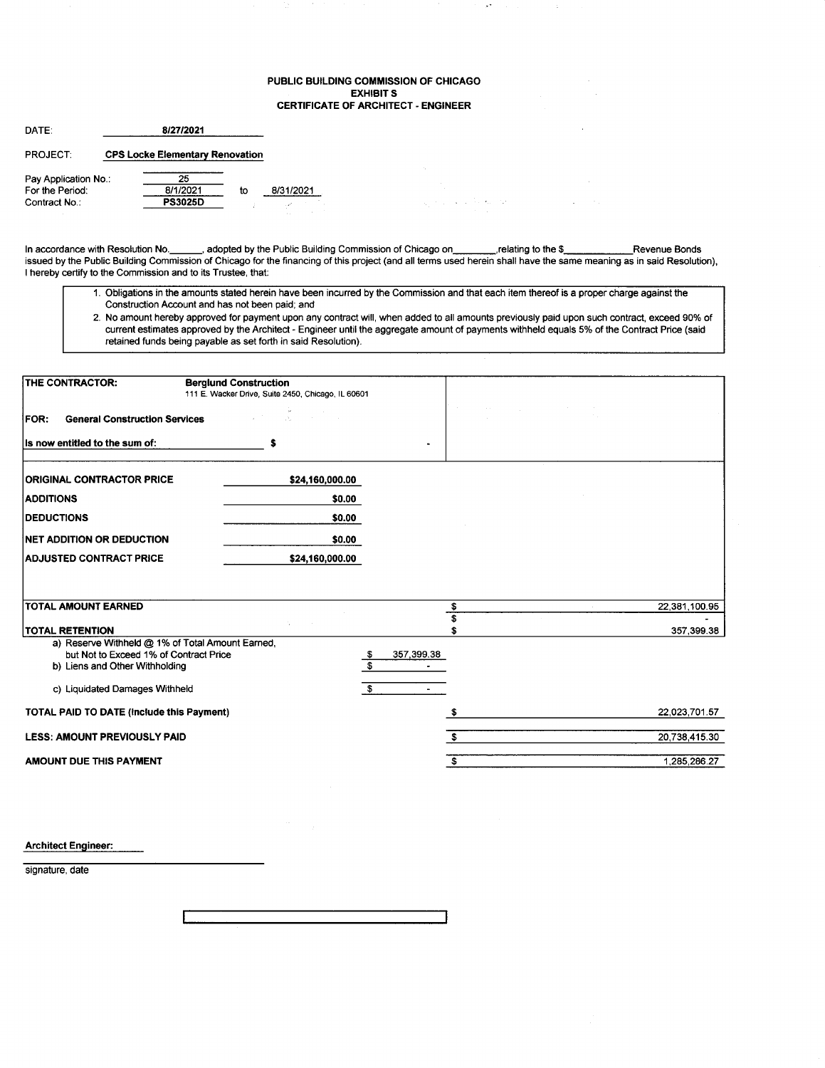# PUBLIC BUILDING COMMISSION OF CHICAGO
## EXHIBIT S
## CERTIFICATE OF ARCHITECT - ENGINEER

DATE: **8/27/2021**

PROJECT: **CPS Locke Elementary Renovation**

Pay Application No.: 25
For the Period: 8/1/2021 to 8/31/2021
Contract No.: **PS3025D**

In accordance with Resolution No.______, adopted by the Public Building Commission of Chicago on________,relating to the $____________Revenue Bonds issued by the Public Building Commission of Chicago for the financing of this project (and all terms used herein shall have the same meaning as in said Resolution), I hereby certify to the Commission and to its Trustee, that:

1. Obligations in the amounts stated herein have been incurred by the Commission and that each item thereof is a proper charge against the Construction Account and has not been paid; and
2. No amount hereby approved for payment upon any contract will, when added to all amounts previously paid upon such contract, exceed 90% of current estimates approved by the Architect - Engineer until the aggregate amount of payments withheld equals 5% of the Contract Price (said retained funds being payable as set forth in said Resolution).

**THE CONTRACTOR:** **Berglund Construction**
111 E. Wacker Drive, Suite 2450, Chicago, IL 60601

**FOR: General Construction Services**

**Is now entitled to the sum of:** $ -

| | |
|---|---|
| **ORIGINAL CONTRACTOR PRICE** | $24,160,000.00 |
| **ADDITIONS** | $0.00 |
| **DEDUCTIONS** | $0.00 |
| **NET ADDITION OR DEDUCTION** | $0.00 |
| **ADJUSTED CONTRACT PRICE** | $24,160,000.00 |

| | | |
|---|---|---|
| **TOTAL AMOUNT EARNED** | | $ 22,381,100.95 |
| | | $ - |
| **TOTAL RETENTION** | | $ 357,399.38 |
| a) Reserve Withheld @ 1% of Total Amount Earned, but Not to Exceed 1% of Contract Price | $ 357,399.38 | |
| b) Liens and Other Withholding | $ - | |
| c) Liquidated Damages Withheld | $ - | |
| **TOTAL PAID TO DATE (Include this Payment)** | | $ 22,023,701.57 |
| **LESS: AMOUNT PREVIOUSLY PAID** | | $ 20,738,415.30 |
| **AMOUNT DUE THIS PAYMENT** | | $ 1,285,286.27 |

**Architect Engineer:**

signature, date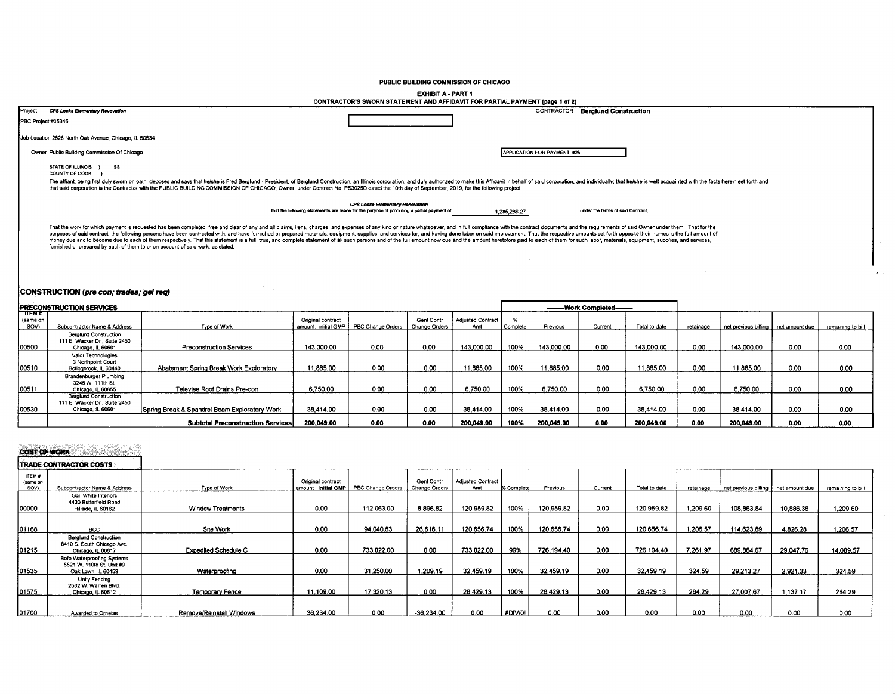**PUBLIC BUILDING COMMISSION OF CHICAGO**

**EXHIBIT A - PART 1**

**CONTRACTOR'S SWORN STATEMENT AND AFFIDAVIT FOR PARTIAL PAYMENT (page 1 of 2)**

Project *CPS Locke Elementary Renovation*

PBC Project #05345

Job Location 2828 North Oak Avenue, Chicago, IL 60634

Owner Public Building Commission Of Chicago

CONTRACTOR **Berglund Construction**

APPLICATION FOR PAYMENT #25

STATE OF ILLINOIS } SS
COUNTY OF COOK }

The affiant, being first duly sworn on oath, deposes and says that he/she is Fred Berglund - President, of Berglund Construction, an Illinois corporation, and duly authorized to make this Affidavit in behalf of said corporation, and individually; that he/she is well acquainted with the facts herein set forth and that said corporation is the Contractor with the PUBLIC BUILDING COMMISSION OF CHICAGO, Owner, under Contract No. PS3025D dated the 10th day of September, 2019, for the following project:

*CPS Locke Elementary Renovation*

that the following statements are made for the purpose of procuring a partial payment of 1,285,286.27 under the terms of said Contract;

That the work for which payment is requested has been completed, free and clear of any and all claims, liens, charges, and expenses of any kind or nature whatsoever, and in full compliance with the contract documents and the requirements of said Owner under them. That for the purposes of said contract, the following persons have been contracted with, and have furnished or prepared materials, equipment, supplies, and services for, and having done labor on said improvement. That the respective amounts set forth opposite their names is the full amount of money due and to become due to each of them respectively. That this statement is a full, true, and complete statement of all such persons and of the full amount now due and the amount heretofore paid to each of them for such labor, materials, equipment, supplies, and services, furnished or prepared by each of them to or on account of said work, as stated:

## CONSTRUCTION (*pre con; trades; gel req*)

### PRECONSTRUCTION SERVICES

| ITEM # (same on SOV) | Subcontractor Name & Address | Type of Work | Original contract amount: initial GMP | PBC Change Orders | Genl Contr Change Orders | Adjusted Contract Amt | % Complete | Work Completed: Previous | Work Completed: Current | Work Completed: Total to date | retainage | net previous billing | net amount due | remaining to bill |
|---|---|---|---|---|---|---|---|---|---|---|---|---|---|---|
| 00500 | Berglund Construction 111 E. Wacker Dr., Suite 2450 Chicago, IL 60601 | Preconstruction Services | 143,000.00 | 0.00 | 0.00 | 143,000.00 | 100% | 143,000.00 | 0.00 | 143,000.00 | 0.00 | 143,000.00 | 0.00 | 0.00 |
| 00510 | Valor Technologies 3 Northpoint Court Bolingbrook, IL 60440 | Abatement Spring Break Work Exploratory | 11,885.00 | 0.00 | 0.00 | 11,885.00 | 100% | 11,885.00 | 0.00 | 11,885.00 | 0.00 | 11,885.00 | 0.00 | 0.00 |
| 00511 | Brandenburger Plumbing 3245 W. 111th St Chicago, IL 60655 | Televise Roof Drains Pre-con | 6,750.00 | 0.00 | 0.00 | 6,750.00 | 100% | 6,750.00 | 0.00 | 6,750.00 | 0.00 | 6,750.00 | 0.00 | 0.00 |
| 00530 | Berglund Construction 111 E. Wacker Dr., Suite 2450 Chicago, IL 60601 | Spring Break & Spandrel Beam Exploratory Work | 38,414.00 | 0.00 | 0.00 | 38,414.00 | 100% | 38,414.00 | 0.00 | 38,414.00 | 0.00 | 38,414.00 | 0.00 | 0.00 |
| | | **Subtotal Preconstruction Services** | **200,049.00** | **0.00** | **0.00** | **200,049.00** | **100%** | **200,049.00** | **0.00** | **200,049.00** | **0.00** | **200,049.00** | **0.00** | **0.00** |

### COST OF WORK

### TRADE CONTRACTOR COSTS

| ITEM # (same on SOV) | Subcontractor Name & Address | Type of Work | Original contract amount Initial GMP | PBC Change Orders | Genl Contr Change Orders | Adjusted Contract Amt | % Complete | Previous | Current | Total to date | retainage | net previous billing | net amount due | remaining to bill |
|---|---|---|---|---|---|---|---|---|---|---|---|---|---|---|
| 00000 | Gail White Interiors 4430 Butterfield Road Hillside, IL 60162 | Window Treatments | 0.00 | 112,063.00 | 8,896.82 | 120,959.82 | 100% | 120,959.82 | 0.00 | 120,959.82 | 1,209.60 | 108,863.84 | 10,886.38 | 1,209.60 |
| 01168 | BCC | Site Work | 0.00 | 94,040.63 | 26,616.11 | 120,656.74 | 100% | 120,656.74 | 0.00 | 120,656.74 | 1,206.57 | 114,623.89 | 4,826.28 | 1,206.57 |
| 01215 | Berglund Construction 8410 S. South Chicago Ave. Chicago, IL 60617 | Expedited Schedule C | 0.00 | 733,022.00 | 0.00 | 733,022.00 | 99% | 726,194.40 | 0.00 | 726,194.40 | 7,261.97 | 689,884.67 | 29,047.76 | 14,089.57 |
| 01535 | Bofo Waterproofing Systems 5521 W. 110th St. Unit #9 Oak Lawn, IL 60453 | Waterproofing | 0.00 | 31,250.00 | 1,209.19 | 32,459.19 | 100% | 32,459.19 | 0.00 | 32,459.19 | 324.59 | 29,213.27 | 2,921.33 | 324.59 |
| 01575 | Unity Fencing 2532 W. Warren Blvd Chicago, IL 60612 | Temporary Fence | 11,109.00 | 17,320.13 | 0.00 | 28,429.13 | 100% | 28,429.13 | 0.00 | 28,429.13 | 284.29 | 27,007.67 | 1,137.17 | 284.29 |
| 01700 | Awarded to Ornelas | Remove/Reinstall Windows | 36,234.00 | 0.00 | -36,234.00 | 0.00 | #DIV/0! | 0.00 | 0.00 | 0.00 | 0.00 | 0.00 | 0.00 | 0.00 |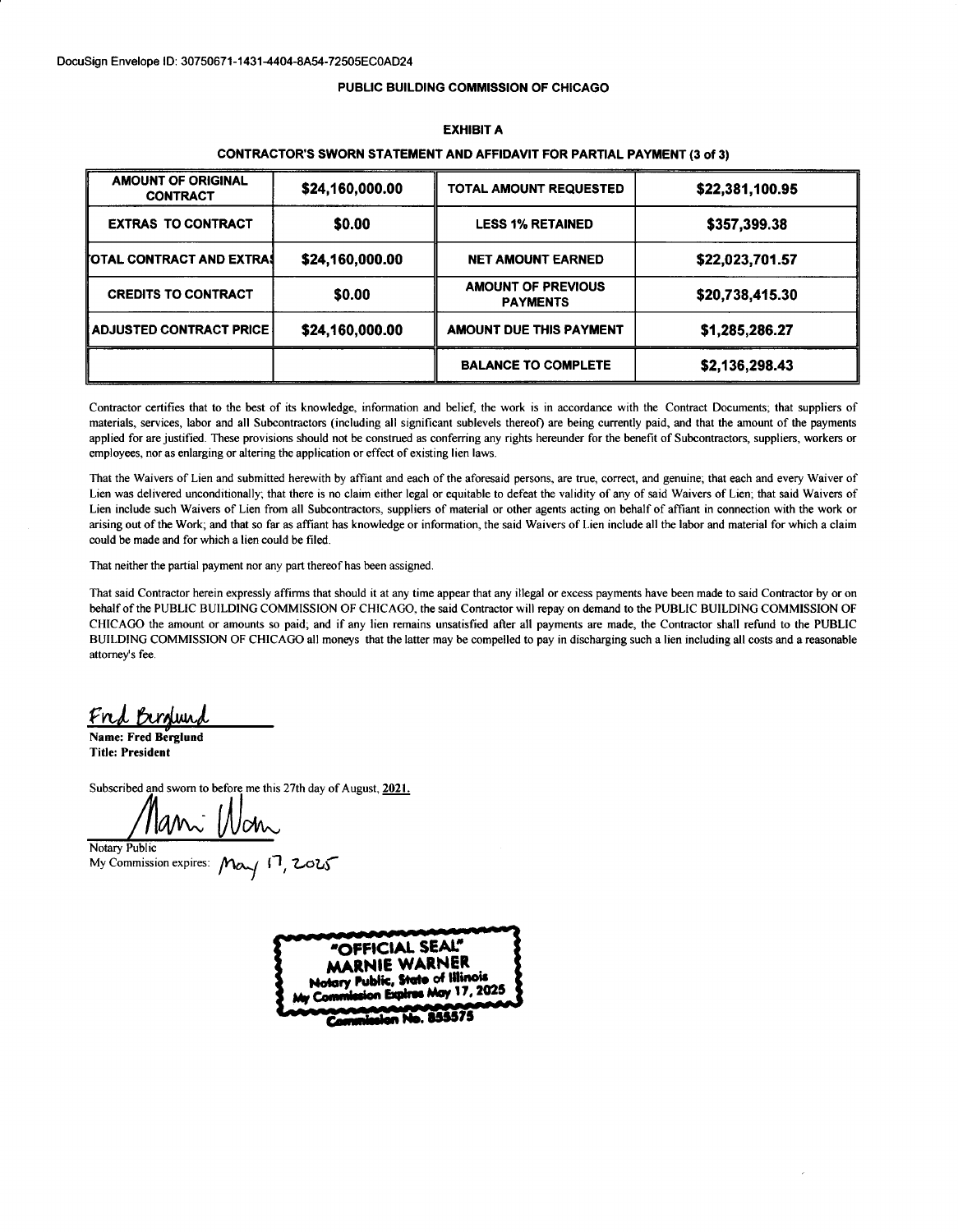DocuSign Envelope ID: 30750671-1431-4404-8A54-72505EC0AD24

PUBLIC BUILDING COMMISSION OF CHICAGO

EXHIBIT A

CONTRACTOR'S SWORN STATEMENT AND AFFIDAVIT FOR PARTIAL PAYMENT (3 of 3)

| | | | |
|---|---|---|---|
| AMOUNT OF ORIGINAL CONTRACT | $24,160,000.00 | TOTAL AMOUNT REQUESTED | $22,381,100.95 |
| EXTRAS TO CONTRACT | $0.00 | LESS 1% RETAINED | $357,399.38 |
| TOTAL CONTRACT AND EXTRAS | $24,160,000.00 | NET AMOUNT EARNED | $22,023,701.57 |
| CREDITS TO CONTRACT | $0.00 | AMOUNT OF PREVIOUS PAYMENTS | $20,738,415.30 |
| ADJUSTED CONTRACT PRICE | $24,160,000.00 | AMOUNT DUE THIS PAYMENT | $1,285,286.27 |
| | | BALANCE TO COMPLETE | $2,136,298.43 |

Contractor certifies that to the best of its knowledge, information and belief, the work is in accordance with the Contract Documents; that suppliers of materials, services, labor and all Subcontractors (including all significant sublevels thereof) are being currently paid, and that the amount of the payments applied for are justified. These provisions should not be construed as conferring any rights hereunder for the benefit of Subcontractors, suppliers, workers or employees, nor as enlarging or altering the application or effect of existing lien laws.

That the Waivers of Lien and submitted herewith by affiant and each of the aforesaid persons, are true, correct, and genuine; that each and every Waiver of Lien was delivered unconditionally; that there is no claim either legal or equitable to defeat the validity of any of said Waivers of Lien; that said Waivers of Lien include such Waivers of Lien from all Subcontractors, suppliers of material or other agents acting on behalf of affiant in connection with the work or arising out of the Work; and that so far as affiant has knowledge or information, the said Waivers of Lien include all the labor and material for which a claim could be made and for which a lien could be filed.

That neither the partial payment nor any part thereof has been assigned.

That said Contractor herein expressly affirms that should it at any time appear that any illegal or excess payments have been made to said Contractor by or on behalf of the PUBLIC BUILDING COMMISSION OF CHICAGO, the said Contractor will repay on demand to the PUBLIC BUILDING COMMISSION OF CHICAGO the amount or amounts so paid; and if any lien remains unsatisfied after all payments are made, the Contractor shall refund to the PUBLIC BUILDING COMMISSION OF CHICAGO all moneys that the latter may be compelled to pay in discharging such a lien including all costs and a reasonable attorney's fee.

Fred Berglund

**Name: Fred Berglund**
**Title: President**

Subscribed and sworn to before me this 27th day of August, **2021.**

Marni Warn

Notary Public
My Commission expires: May 17, 2025

"OFFICIAL SEAL"
MARNIE WARNER
Notary Public, State of Illinois
My Commission Expires May 17, 2025
Commission No. 855575